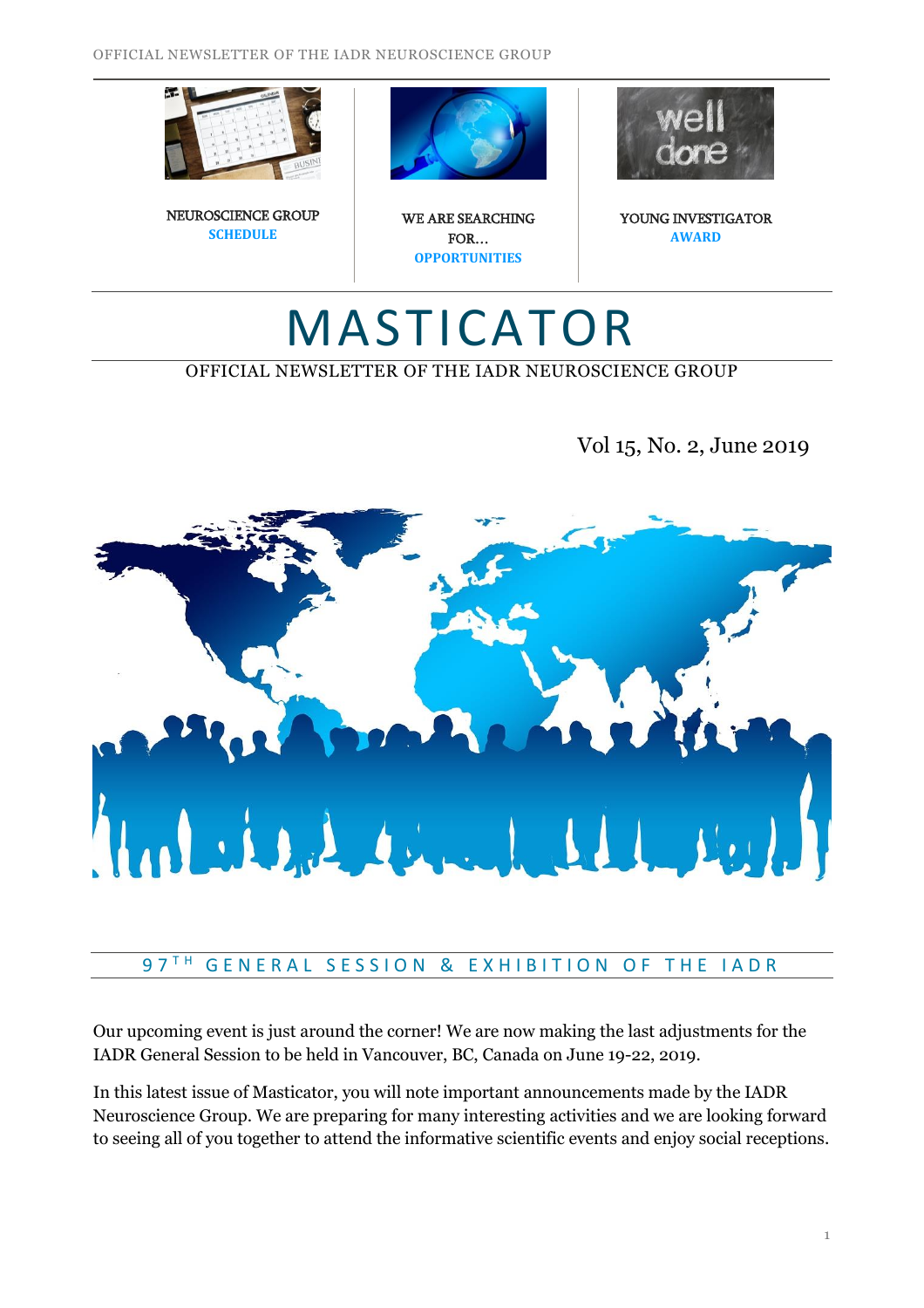NEUROSCIENCE GROUP
**SCHEDULE**

WE ARE SEARCHING FOR…
**OPPORTUNITIES**

YOUNG INVESTIGATOR
**AWARD**

# MASTICATOR

OFFICIAL NEWSLETTER OF THE IADR NEUROSCIENCE GROUP

Vol 15, No. 2, June 2019

## 97TH GENERAL SESSION & EXHIBITION OF THE IADR

Our upcoming event is just around the corner! We are now making the last adjustments for the IADR General Session to be held in Vancouver, BC, Canada on June 19-22, 2019.

In this latest issue of Masticator, you will note important announcements made by the IADR Neuroscience Group. We are preparing for many interesting activities and we are looking forward to seeing all of you together to attend the informative scientific events and enjoy social receptions.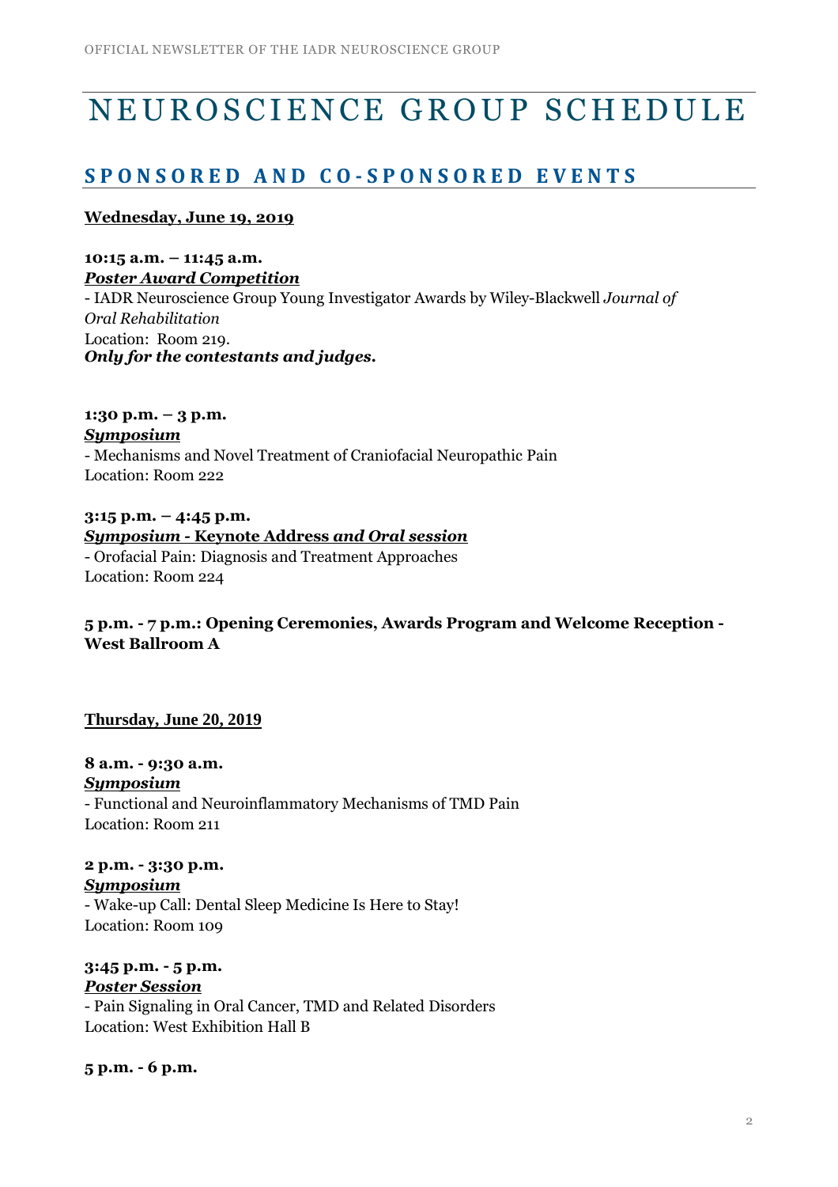# NEUROSCIENCE GROUP SCHEDULE

## SPONSORED AND CO-SPONSORED EVENTS

**Wednesday, June 19, 2019**

**10:15 a.m. – 11:45 a.m.**
***Poster Award Competition***
- IADR Neuroscience Group Young Investigator Awards by Wiley-Blackwell *Journal of Oral Rehabilitation*
Location: Room 219.
***Only for the contestants and judges.***

**1:30 p.m. – 3 p.m.**
***Symposium***
- Mechanisms and Novel Treatment of Craniofacial Neuropathic Pain
Location: Room 222

**3:15 p.m. – 4:45 p.m.**
***Symposium* - Keynote Address *and Oral session***
- Orofacial Pain: Diagnosis and Treatment Approaches
Location: Room 224

**5 p.m. - 7 p.m.: Opening Ceremonies, Awards Program and Welcome Reception - West Ballroom A**

**Thursday, June 20, 2019**

**8 a.m. - 9:30 a.m.**
***Symposium***
- Functional and Neuroinflammatory Mechanisms of TMD Pain
Location: Room 211

**2 p.m. - 3:30 p.m.**
***Symposium***
- Wake-up Call: Dental Sleep Medicine Is Here to Stay!
Location: Room 109

**3:45 p.m. - 5 p.m.**
***Poster Session***
- Pain Signaling in Oral Cancer, TMD and Related Disorders
Location: West Exhibition Hall B

**5 p.m. - 6 p.m.**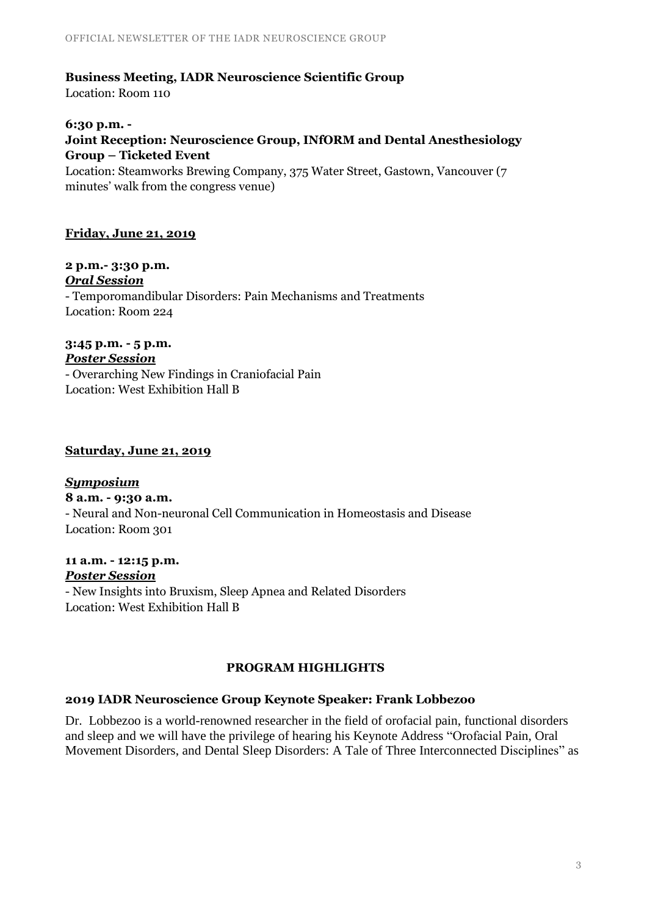**Business Meeting, IADR Neuroscience Scientific Group**
Location: Room 110

**6:30 p.m. -**
**Joint Reception: Neuroscience Group, INfORM and Dental Anesthesiology Group – Ticketed Event**
Location: Steamworks Brewing Company, 375 Water Street, Gastown, Vancouver (7 minutes' walk from the congress venue)

**Friday, June 21, 2019**

**2 p.m.- 3:30 p.m.**
***Oral Session***
- Temporomandibular Disorders: Pain Mechanisms and Treatments
Location: Room 224

**3:45 p.m. - 5 p.m.**
***Poster Session***
- Overarching New Findings in Craniofacial Pain
Location: West Exhibition Hall B

**Saturday, June 21, 2019**

***Symposium***
**8 a.m. - 9:30 a.m.**
- Neural and Non-neuronal Cell Communication in Homeostasis and Disease
Location: Room 301

**11 a.m. - 12:15 p.m.**
***Poster Session***
- New Insights into Bruxism, Sleep Apnea and Related Disorders
Location: West Exhibition Hall B

## PROGRAM HIGHLIGHTS

**2019 IADR Neuroscience Group Keynote Speaker: Frank Lobbezoo**

Dr. Lobbezoo is a world-renowned researcher in the field of orofacial pain, functional disorders and sleep and we will have the privilege of hearing his Keynote Address "Orofacial Pain, Oral Movement Disorders, and Dental Sleep Disorders: A Tale of Three Interconnected Disciplines" as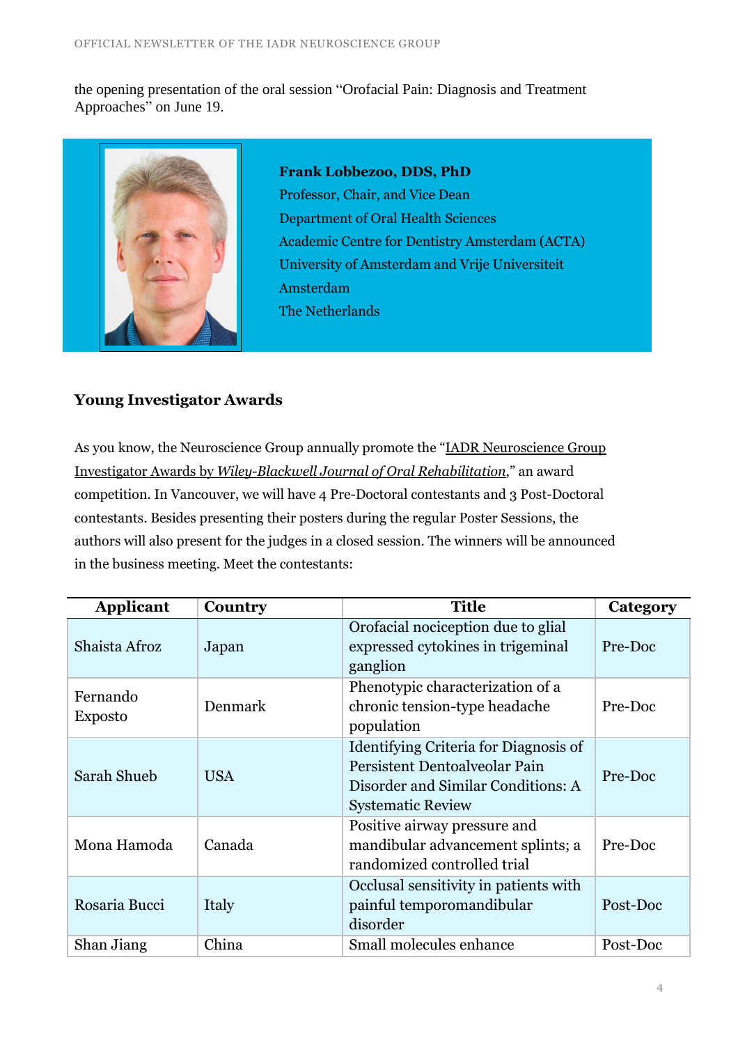the opening presentation of the oral session "Orofacial Pain: Diagnosis and Treatment Approaches" on June 19.

**Frank Lobbezoo, DDS, PhD**
Professor, Chair, and Vice Dean
Department of Oral Health Sciences
Academic Centre for Dentistry Amsterdam (ACTA)
University of Amsterdam and Vrije Universiteit Amsterdam
The Netherlands

## Young Investigator Awards

As you know, the Neuroscience Group annually promote the "IADR Neuroscience Group Investigator Awards by *Wiley-Blackwell Journal of Oral Rehabilitation*," an award competition. In Vancouver, we will have 4 Pre-Doctoral contestants and 3 Post-Doctoral contestants. Besides presenting their posters during the regular Poster Sessions, the authors will also present for the judges in a closed session. The winners will be announced in the business meeting. Meet the contestants:

| Applicant | Country | Title | Category |
| --- | --- | --- | --- |
| Shaista Afroz | Japan | Orofacial nociception due to glial expressed cytokines in trigeminal ganglion | Pre-Doc |
| Fernando Exposto | Denmark | Phenotypic characterization of a chronic tension-type headache population | Pre-Doc |
| Sarah Shueb | USA | Identifying Criteria for Diagnosis of Persistent Dentoalveolar Pain Disorder and Similar Conditions: A Systematic Review | Pre-Doc |
| Mona Hamoda | Canada | Positive airway pressure and mandibular advancement splints; a randomized controlled trial | Pre-Doc |
| Rosaria Bucci | Italy | Occlusal sensitivity in patients with painful temporomandibular disorder | Post-Doc |
| Shan Jiang | China | Small molecules enhance | Post-Doc |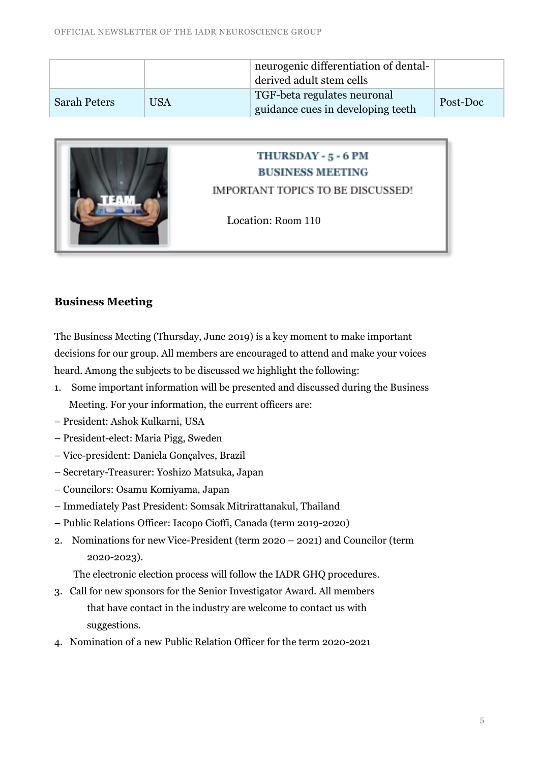| | | neurogenic differentiation of dental-derived adult stem cells | |
|---|---|---|---|
| Sarah Peters | USA | TGF-beta regulates neuronal guidance cues in developing teeth | Post-Doc |

**THURSDAY - 5 - 6 PM**

**BUSINESS MEETING**

IMPORTANT TOPICS TO BE DISCUSSED!

Location: Room 110

### Business Meeting

The Business Meeting (Thursday, June 2019) is a key moment to make important decisions for our group. All members are encouraged to attend and make your voices heard. Among the subjects to be discussed we highlight the following:

1. Some important information will be presented and discussed during the Business Meeting. For your information, the current officers are:

– President: Ashok Kulkarni, USA

– President-elect: Maria Pigg, Sweden

– Vice-president: Daniela Gonçalves, Brazil

– Secretary-Treasurer: Yoshizo Matsuka, Japan

– Councilors: Osamu Komiyama, Japan

– Immediately Past President: Somsak Mitrirattanakul, Thailand

– Public Relations Officer: Iacopo Cioffi, Canada (term 2019-2020)

2. Nominations for new Vice-President (term 2020 – 2021) and Councilor (term 2020-2023).

   The electronic election process will follow the IADR GHQ procedures.

3. Call for new sponsors for the Senior Investigator Award. All members that have contact in the industry are welcome to contact us with suggestions.

4. Nomination of a new Public Relation Officer for the term 2020-2021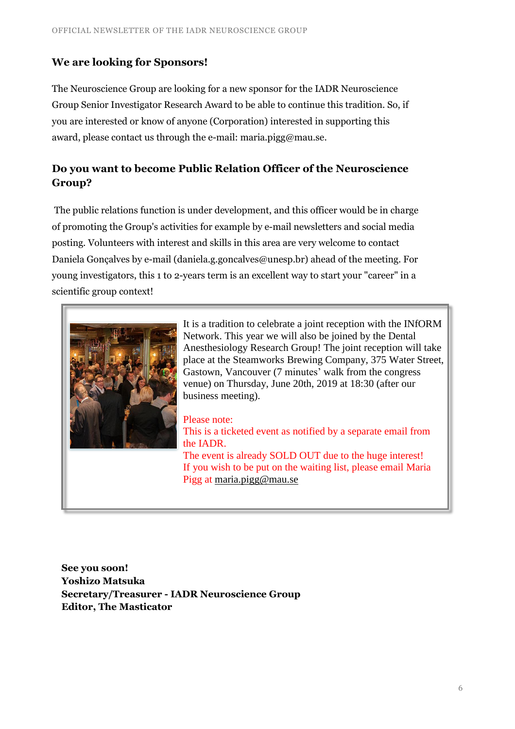## We are looking for Sponsors!

The Neuroscience Group are looking for a new sponsor for the IADR Neuroscience Group Senior Investigator Research Award to be able to continue this tradition. So, if you are interested or know of anyone (Corporation) interested in supporting this award, please contact us through the e-mail: maria.pigg@mau.se.

## Do you want to become Public Relation Officer of the Neuroscience Group?

The public relations function is under development, and this officer would be in charge of promoting the Group's activities for example by e-mail newsletters and social media posting. Volunteers with interest and skills in this area are very welcome to contact Daniela Gonçalves by e-mail (daniela.g.goncalves@unesp.br) ahead of the meeting. For young investigators, this 1 to 2-years term is an excellent way to start your "career" in a scientific group context!

It is a tradition to celebrate a joint reception with the INfORM Network. This year we will also be joined by the Dental Anesthesiology Research Group! The joint reception will take place at the Steamworks Brewing Company, 375 Water Street, Gastown, Vancouver (7 minutes' walk from the congress venue) on Thursday, June 20th, 2019 at 18:30 (after our business meeting).

Please note:
This is a ticketed event as notified by a separate email from the IADR.
The event is already SOLD OUT due to the huge interest!
If you wish to be put on the waiting list, please email Maria Pigg at maria.pigg@mau.se

**See you soon!**
**Yoshizo Matsuka**
**Secretary/Treasurer - IADR Neuroscience Group**
**Editor, The Masticator**